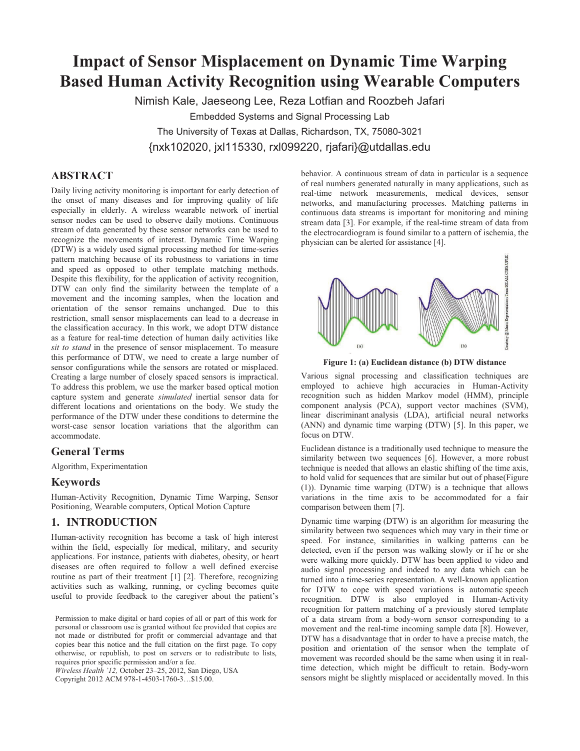# Impact of Sensor Misplacement on Dynamic Time Warping Based Human Activity Recognition using Wearable Computers

Nimish Kale, Jaeseong Lee, Reza Lotfian and Roozbeh Jafari

Embedded Systems and Signal Processing Lab

The University of Texas at Dallas, Richardson, TX, 75080-3021

{nxk102020, jxl115330, rxl099220, rjafari}@utdallas.edu

## ABSTRACT

Daily living activity monitoring is important for early detection of the onset of many diseases and for improving quality of life especially in elderly. A wireless wearable network of inertial sensor nodes can be used to observe daily motions. Continuous stream of data generated by these sensor networks can be used to recognize the movements of interest. Dynamic Time Warping (DTW) is a widely used signal processing method for time-series pattern matching because of its robustness to variations in time and speed as opposed to other template matching methods. Despite this flexibility, for the application of activity recognition, DTW can only find the similarity between the template of a movement and the incoming samples, when the location and orientation of the sensor remains unchanged. Due to this restriction, small sensor misplacements can lead to a decrease in the classification accuracy. In this work, we adopt DTW distance as a feature for real-time detection of human daily activities like *sit to stand* in the presence of sensor misplacement. To measure this performance of DTW, we need to create a large number of sensor configurations while the sensors are rotated or misplaced. Creating a large number of closely spaced sensors is impractical. To address this problem, we use the marker based optical motion capture system and generate *simulated* inertial sensor data for different locations and orientations on the body. We study the performance of the DTW under these conditions to determine the worst-case sensor location variations that the algorithm can accommodate.

## General Terms

Algorithm, Experimentation

## Keywords

Human-Activity Recognition, Dynamic Time Warping, Sensor Positioning, Wearable computers, Optical Motion Capture

## 1. INTRODUCTION

Human-activity recognition has become a task of high interest within the field, especially for medical, military, and security applications. For instance, patients with diabetes, obesity, or heart diseases are often required to follow a well defined exercise routine as part of their treatment [1] [2]. Therefore, recognizing activities such as walking, running, or cycling becomes quite useful to provide feedback to the caregiver about the patient's behavior. A continuous stream of data in particular is a sequence of real numbers generated naturally in many applications, such as real-time network measurements, medical devices, sensor networks, and manufacturing processes. Matching patterns in continuous data streams is important for monitoring and mining stream data [3]. For example, if the real-time stream of data from the electrocardiogram is found similar to a pattern of ischemia, the physician can be alerted for assistance [4].

(a)

(b)

Courtesy @ Music Representations Team IRCAM-CNRS-UPMC

**Figure 1: (a) Euclidean distance (b) DTW distance**

Various signal processing and classification techniques are employed to achieve high accuracies in Human-Activity recognition such as hidden Markov model (HMM), principle component analysis (PCA), support vector machines (SVM), linear discriminant analysis (LDA), artificial neural networks (ANN) and dynamic time warping (DTW) [5]. In this paper, we focus on DTW.

Euclidean distance is a traditionally used technique to measure the similarity between two sequences [6]. However, a more robust technique is needed that allows an elastic shifting of the time axis, to hold valid for sequences that are similar but out of phase(Figure (1)). Dynamic time warping (DTW) is a technique that allows variations in the time axis to be accommodated for a fair comparison between them [7].

Dynamic time warping (DTW) is an algorithm for measuring the similarity between two sequences which may vary in their time or speed. For instance, similarities in walking patterns can be detected, even if the person was walking slowly or if he or she were walking more quickly. DTW has been applied to video and audio signal processing and indeed to any data which can be turned into a time-series representation. A well-known application for DTW to cope with speed variations is automatic speech recognition. DTW is also employed in Human-Activity recognition for pattern matching of a previously stored template of a data stream from a body-worn sensor corresponding to a movement and the real-time incoming sample data [8]. However, DTW has a disadvantage that in order to have a precise match, the position and orientation of the sensor when the template of movement was recorded should be the same when using it in real-time detection, which might be difficult to retain. Body-worn sensors might be slightly misplaced or accidentally moved. In this

Permission to make digital or hard copies of all or part of this work for personal or classroom use is granted without fee provided that copies are not made or distributed for profit or commercial advantage and that copies bear this notice and the full citation on the first page. To copy otherwise, or republish, to post on servers or to redistribute to lists, requires prior specific permission and/or a fee.

*Wireless Health '12,* October 23–25, 2012, San Diego, USA

Copyright 2012 ACM 978-1-4503-1760-3…$15.00.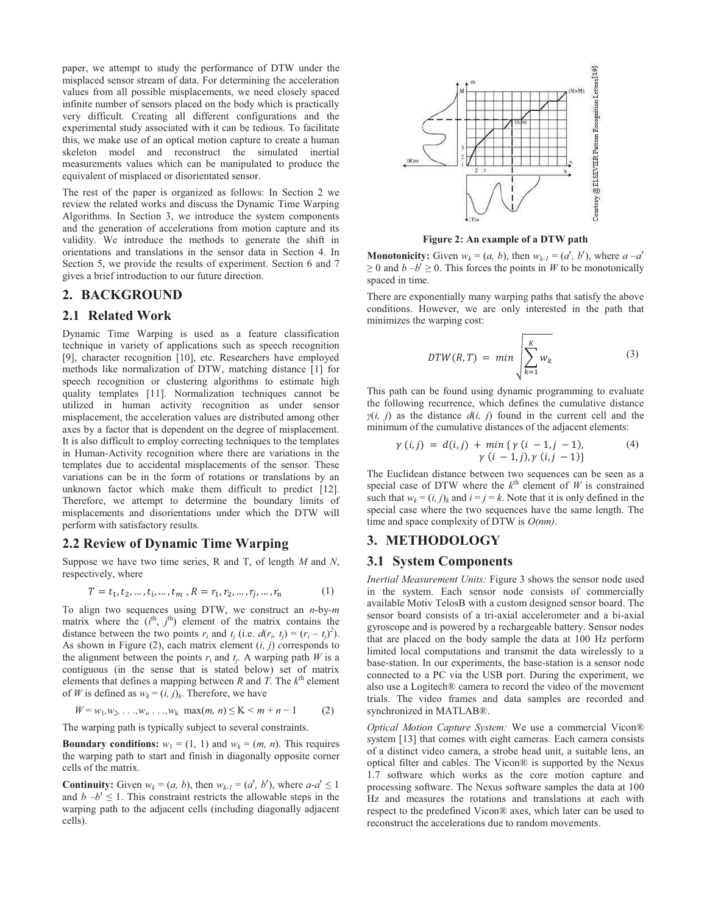paper, we attempt to study the performance of DTW under the misplaced sensor stream of data. For determining the acceleration values from all possible misplacements, we need closely spaced infinite number of sensors placed on the body which is practically very difficult. Creating all different configurations and the experimental study associated with it can be tedious. To facilitate this, we make use of an optical motion capture to create a human skeleton model and reconstruct the simulated inertial measurements values which can be manipulated to produce the equivalent of misplaced or disorientated sensor.

The rest of the paper is organized as follows: In Section 2 we review the related works and discuss the Dynamic Time Warping Algorithms. In Section 3, we introduce the system components and the generation of accelerations from motion capture and its validity. We introduce the methods to generate the shift in orientations and translations in the sensor data in Section 4. In Section 5, we provide the results of experiment. Section 6 and 7 gives a brief introduction to our future direction.

## 2. BACKGROUND

### 2.1 Related Work

Dynamic Time Warping is used as a feature classification technique in variety of applications such as speech recognition [9], character recognition [10], etc. Researchers have employed methods like normalization of DTW, matching distance [1] for speech recognition or clustering algorithms to estimate high quality templates [11]. Normalization techniques cannot be utilized in human activity recognition as under sensor misplacement, the acceleration values are distributed among other axes by a factor that is dependent on the degree of misplacement. It is also difficult to employ correcting techniques to the templates in Human-Activity recognition where there are variations in the templates due to accidental misplacements of the sensor. These variations can be in the form of rotations or translations by an unknown factor which make them difficult to predict [12]. Therefore, we attempt to determine the boundary limits of misplacements and disorientations under which the DTW will perform with satisfactory results.

### 2.2 Review of Dynamic Time Warping

Suppose we have two time series, R and T, of length $M$ and $N$, respectively, where

$$T = t_1, t_2, \ldots, t_i, \ldots, t_m \text{ , } R = r_1, r_2, \ldots, r_j, \ldots, r_n \tag{1}$$

To align two sequences using DTW, we construct an $n$-by-$m$ matrix where the ($i^{th}$, $j^{th}$) element of the matrix contains the distance between the two points $r_i$ and $t_j$ (i.e. $d(r_i, t_j) = (r_i - t_j)^2$). As shown in Figure (2), each matrix element $(i, j)$ corresponds to the alignment between the points $r_i$ and $t_j$. A warping path $W$ is a contiguous (in the sense that is stated below) set of matrix elements that defines a mapping between $R$ and $T$. The $k^{th}$ element of $W$ is defined as $w_k = (i, j)_k$. Therefore, we have

$$W = w_1, w_2, \ldots, w_i, \ldots, w_k \quad \max(m, n) \leq K < m + n - 1 \tag{2}$$

The warping path is typically subject to several constraints.

**Boundary conditions:** $w_1 = (1, 1)$ and $w_k = (m, n)$. This requires the warping path to start and finish in diagonally opposite corner cells of the matrix.

**Continuity:** Given $w_k = (a, b)$, then $w_{k-1} = (a', b')$, where $a - a' \leq 1$ and $b - b' \leq 1$. This constraint restricts the allowable steps in the warping path to the adjacent cells (including diagonally adjacent cells).

**Figure 2: An example of a DTW path**

**Monotonicity:** Given $w_k = (a, b)$, then $w_{k-1} = (a', b')$, where $a - a' \geq 0$ and $b - b' \geq 0$. This forces the points in $W$ to be monotonically spaced in time.

There are exponentially many warping paths that satisfy the above conditions. However, we are only interested in the path that minimizes the warping cost:

$$DTW(R, T) = min \sqrt{\sum_{k=1}^{K} w_k} \tag{3}$$

This path can be found using dynamic programming to evaluate the following recurrence, which defines the cumulative distance $\gamma(i, j)$ as the distance $d(i, j)$ found in the current cell and the minimum of the cumulative distances of the adjacent elements:

$$\gamma(i, j) = d(i, j) + min\{\gamma(i-1, j-1), \gamma(i-1, j), \gamma(i, j-1)\} \tag{4}$$

The Euclidean distance between two sequences can be seen as a special case of DTW where the $k^{th}$ element of $W$ is constrained such that $w_k = (i, j)_k$ and $i = j = k$. Note that it is only defined in the special case where the two sequences have the same length. The time and space complexity of DTW is $O(nm)$.

## 3. METHODOLOGY

### 3.1 System Components

*Inertial Measurement Units:* Figure 3 shows the sensor node used in the system. Each sensor node consists of commercially available Motiv TelosB with a custom designed sensor board. The sensor board consists of a tri-axial accelerometer and a bi-axial gyroscope and is powered by a rechargeable battery. Sensor nodes that are placed on the body sample the data at 100 Hz perform limited local computations and transmit the data wirelessly to a base-station. In our experiments, the base-station is a sensor node connected to a PC via the USB port. During the experiment, we also use a Logitech® camera to record the video of the movement trials. The video frames and data samples are recorded and synchronized in MATLAB®.

*Optical Motion Capture System:* We use a commercial Vicon® system [13] that comes with eight cameras. Each camera consists of a distinct video camera, a strobe head unit, a suitable lens, an optical filter and cables. The Vicon® is supported by the Nexus 1.7 software which works as the core motion capture and processing software. The Nexus software samples the data at 100 Hz and measures the rotations and translations at each with respect to the predefined Vicon® axes, which later can be used to reconstruct the accelerations due to random movements.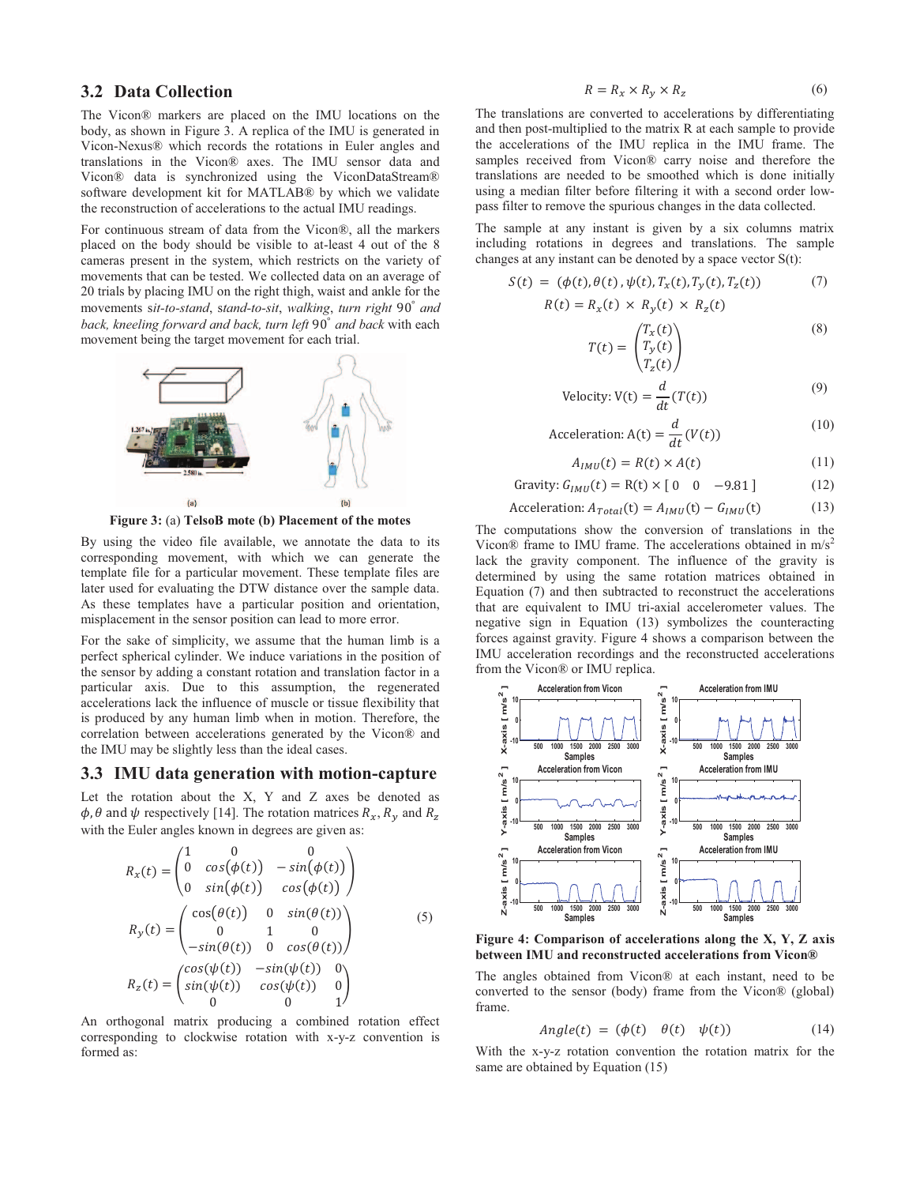### 3.2 Data Collection

The Vicon® markers are placed on the IMU locations on the body, as shown in Figure 3. A replica of the IMU is generated in Vicon-Nexus® which records the rotations in Euler angles and translations in the Vicon® axes. The IMU sensor data and Vicon® data is synchronized using the ViconDataStream® software development kit for MATLAB® by which we validate the reconstruction of accelerations to the actual IMU readings.

For continuous stream of data from the Vicon®, all the markers placed on the body should be visible to at-least 4 out of the 8 cameras present in the system, which restricts on the variety of movements that can be tested. We collected data on an average of 20 trials by placing IMU on the right thigh, waist and ankle for the movements *sit-to-stand*, *stand-to-sit*, *walking*, *turn right* $90^{\circ}$ *and back*, *kneeling forward and back*, *turn left* $90^{\circ}$ *and back* with each movement being the target movement for each trial.

**Figure 3:** (a) **TelsoB mote (b) Placement of the motes**

By using the video file available, we annotate the data to its corresponding movement, with which we can generate the template file for a particular movement. These template files are later used for evaluating the DTW distance over the sample data. As these templates have a particular position and orientation, misplacement in the sensor position can lead to more error.

For the sake of simplicity, we assume that the human limb is a perfect spherical cylinder. We induce variations in the position of the sensor by adding a constant rotation and translation factor in a particular axis. Due to this assumption, the regenerated accelerations lack the influence of muscle or tissue flexibility that is produced by any human limb when in motion. Therefore, the correlation between accelerations generated by the Vicon® and the IMU may be slightly less than the ideal cases.

### 3.3 IMU data generation with motion-capture

Let the rotation about the X, Y and Z axes be denoted as $\phi, \theta$ and $\psi$ respectively [14]. The rotation matrices $R_x, R_y$ and $R_z$ with the Euler angles known in degrees are given as:

$$R_x(t) = \begin{pmatrix} 1 & 0 & 0 \\ 0 & cos(\phi(t)) & -sin(\phi(t)) \\ 0 & sin(\phi(t)) & cos(\phi(t)) \end{pmatrix}$$

$$R_y(t) = \begin{pmatrix} \cos(\theta(t)) & 0 & sin(\theta(t)) \\ 0 & 1 & 0 \\ -sin(\theta(t)) & 0 & cos(\theta(t)) \end{pmatrix} \quad (5)$$

$$R_z(t) = \begin{pmatrix} cos(\psi(t)) & -sin(\psi(t)) & 0 \\ sin(\psi(t)) & cos(\psi(t)) & 0 \\ 0 & 0 & 1 \end{pmatrix}$$

An orthogonal matrix producing a combined rotation effect corresponding to clockwise rotation with x-y-z convention is formed as:

$$R = R_x \times R_y \times R_z \quad (6)$$

The translations are converted to accelerations by differentiating and then post-multiplied to the matrix R at each sample to provide the accelerations of the IMU replica in the IMU frame. The samples received from Vicon® carry noise and therefore the translations are needed to be smoothed which is done initially using a median filter before filtering it with a second order low-pass filter to remove the spurious changes in the data collected.

The sample at any instant is given by a six columns matrix including rotations in degrees and translations. The sample changes at any instant can be denoted by a space vector S(t):

$$S(t) = (\phi(t), \theta(t), \psi(t), T_x(t), T_y(t), T_z(t)) \quad (7)$$

$$R(t) = R_x(t) \times R_y(t) \times R_z(t)$$

$$T(t) = \begin{pmatrix} T_x(t) \\ T_y(t) \\ T_z(t) \end{pmatrix} \quad (8)$$

$$\text{Velocity: } V(t) = \frac{d}{dt}(T(t)) \quad (9)$$

$$\text{Acceleration: } A(t) = \frac{d}{dt}(V(t)) \quad (10)$$

$$A_{IMU}(t) = R(t) \times A(t) \quad (11)$$

$$\text{Gravity: } G_{IMU}(t) = R(t) \times [\,0 \quad 0 \quad -9.81\,] \quad (12)$$

$$\text{Acceleration: } A_{Total}(t) = A_{IMU}(t) - G_{IMU}(t) \quad (13)$$

The computations show the conversion of translations in the Vicon® frame to IMU frame. The accelerations obtained in m/s$^2$ lack the gravity component. The influence of the gravity is determined by using the same rotation matrices obtained in Equation (7) and then subtracted to reconstruct the accelerations that are equivalent to IMU tri-axial accelerometer values. The negative sign in Equation (13) symbolizes the counteracting forces against gravity. Figure 4 shows a comparison between the IMU acceleration recordings and the reconstructed accelerations from the Vicon® or IMU replica.

**Figure 4: Comparison of accelerations along the X, Y, Z axis between IMU and reconstructed accelerations from Vicon®**

The angles obtained from Vicon® at each instant, need to be converted to the sensor (body) frame from the Vicon® (global) frame.

$$Angle(t) = (\phi(t) \quad \theta(t) \quad \psi(t)) \quad (14)$$

With the x-y-z rotation convention the rotation matrix for the same are obtained by Equation (15)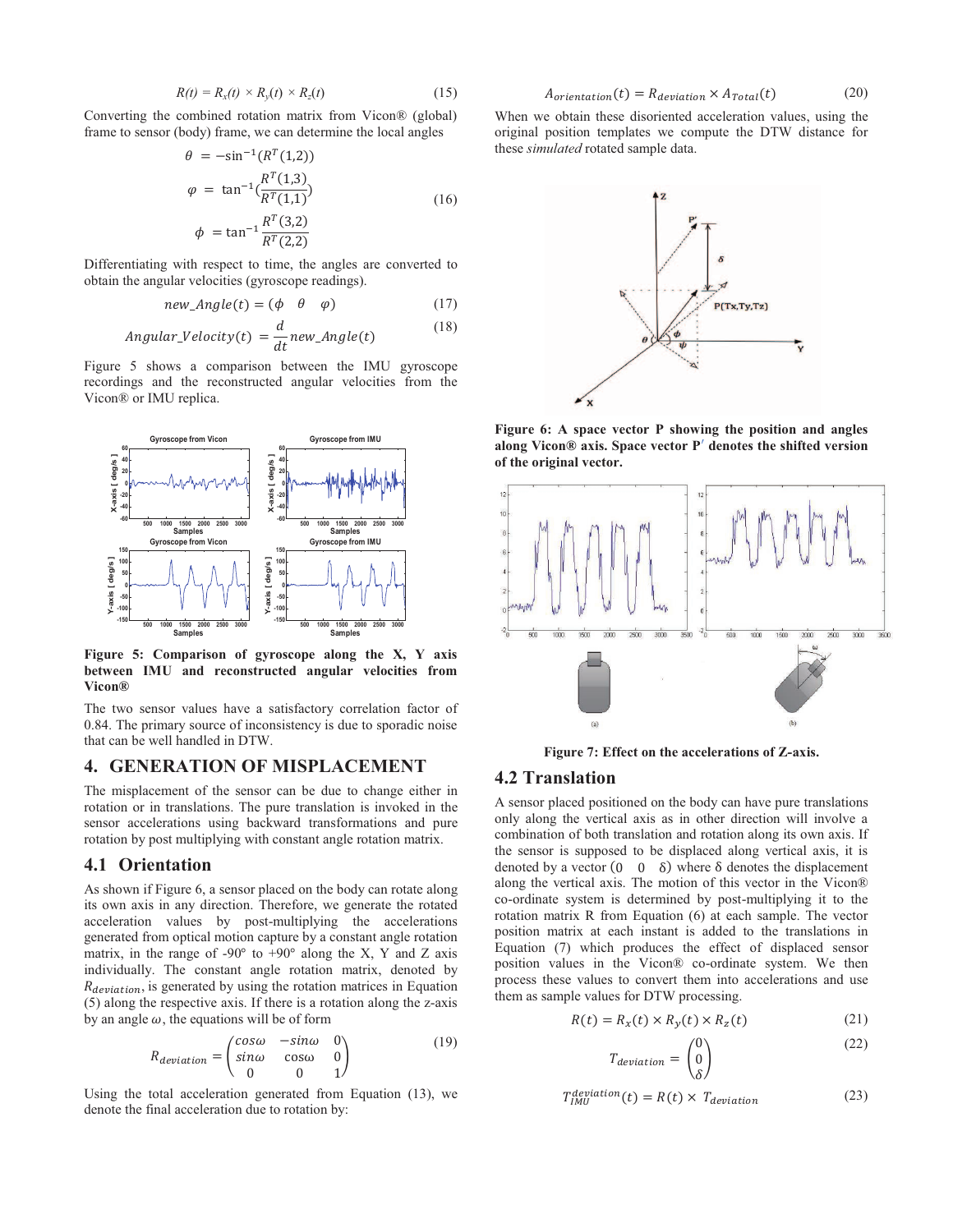$$R(t) = R_x(t) \times R_y(t) \times R_z(t) \tag{15}$$

Converting the combined rotation matrix from Vicon® (global) frame to sensor (body) frame, we can determine the local angles

$$\begin{aligned} \theta &= -\sin^{-1}(R^T(1,2)) \\ \varphi &= \tan^{-1}\left(\frac{R^T(1,3)}{R^T(1,1)}\right) \\ \phi &= \tan^{-1}\frac{R^T(3,2)}{R^T(2,2)} \end{aligned} \tag{16}$$

Differentiating with respect to time, the angles are converted to obtain the angular velocities (gyroscope readings).

$$new\_Angle(t) = (\phi \quad \theta \quad \varphi) \tag{17}$$

$$Angular\_Velocity(t) = \frac{d}{dt} new\_Angle(t) \tag{18}$$

Figure 5 shows a comparison between the IMU gyroscope recordings and the reconstructed angular velocities from the Vicon® or IMU replica.

**Figure 5: Comparison of gyroscope along the X, Y axis between IMU and reconstructed angular velocities from Vicon®**

The two sensor values have a satisfactory correlation factor of 0.84. The primary source of inconsistency is due to sporadic noise that can be well handled in DTW.

## 4. GENERATION OF MISPLACEMENT

The misplacement of the sensor can be due to change either in rotation or in translations. The pure translation is invoked in the sensor accelerations using backward transformations and pure rotation by post multiplying with constant angle rotation matrix.

### 4.1 Orientation

As shown if Figure 6, a sensor placed on the body can rotate along its own axis in any direction. Therefore, we generate the rotated acceleration values by post-multiplying the accelerations generated from optical motion capture by a constant angle rotation matrix, in the range of -90° to +90° along the X, Y and Z axis individually. The constant angle rotation matrix, denoted by $R_{deviation}$, is generated by using the rotation matrices in Equation (5) along the respective axis. If there is a rotation along the z-axis by an angle $\omega$, the equations will be of form

$$R_{deviation} = \begin{pmatrix} \cos\omega & -\sin\omega & 0 \\ \sin\omega & \cos\omega & 0 \\ 0 & 0 & 1 \end{pmatrix} \tag{19}$$

Using the total acceleration generated from Equation (13), we denote the final acceleration due to rotation by:

$$A_{orientation}(t) = R_{deviation} \times A_{Total}(t) \tag{20}$$

When we obtain these disoriented acceleration values, using the original position templates we compute the DTW distance for these *simulated* rotated sample data.

**Figure 6: A space vector P showing the position and angles along Vicon® axis. Space vector P′ denotes the shifted version of the original vector.**

**Figure 7: Effect on the accelerations of Z-axis.**

### 4.2 Translation

A sensor placed positioned on the body can have pure translations only along the vertical axis as in other direction will involve a combination of both translation and rotation along its own axis. If the sensor is supposed to be displaced along vertical axis, it is denoted by a vector $(0 \quad 0 \quad \delta)$ where $\delta$ denotes the displacement along the vertical axis. The motion of this vector in the Vicon® co-ordinate system is determined by post-multiplying it to the rotation matrix R from Equation (6) at each sample. The vector position matrix at each instant is added to the translations in Equation (7) which produces the effect of displaced sensor position values in the Vicon® co-ordinate system. We then process these values to convert them into accelerations and use them as sample values for DTW processing.

$$R(t) = R_x(t) \times R_y(t) \times R_z(t) \tag{21}$$

$$T_{deviation} = \begin{pmatrix} 0 \\ 0 \\ \delta \end{pmatrix} \tag{22}$$

$$T_{IMU}^{deviation}(t) = R(t) \times T_{deviation} \tag{23}$$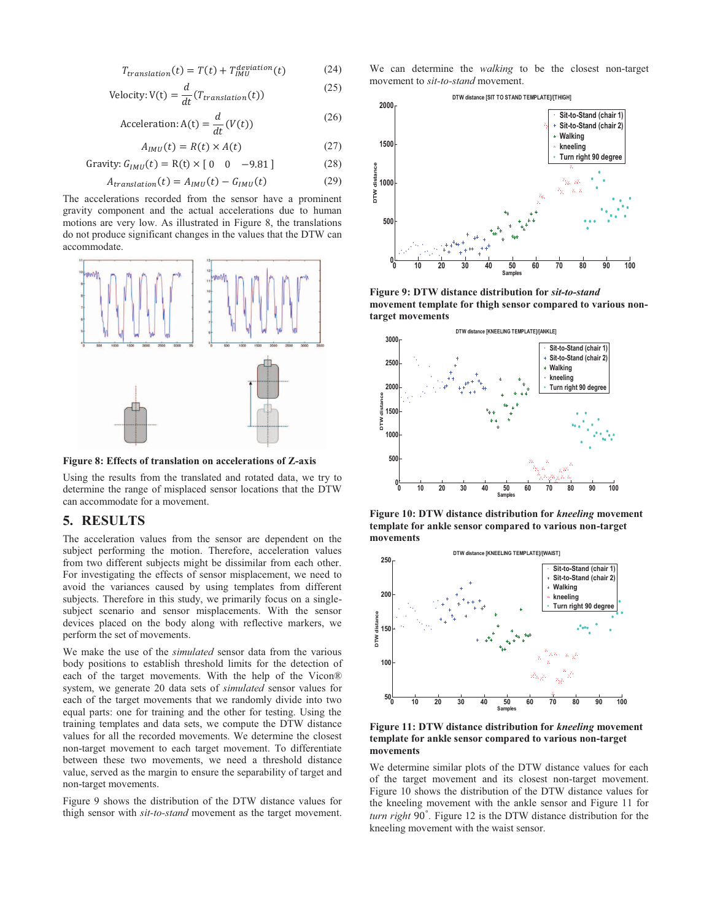$$T_{translation}(t) = T(t) + T_{IMU}^{deviation}(t) \quad (24)$$

$$\text{Velocity: } V(t) = \frac{d}{dt}(T_{translation}(t)) \quad (25)$$

$$\text{Acceleration: } A(t) = \frac{d}{dt}(V(t)) \quad (26)$$

$$A_{IMU}(t) = R(t) \times A(t) \quad (27)$$

$$\text{Gravity: } G_{IMU}(t) = R(t) \times [\,0 \quad 0 \quad -9.81\,] \quad (28)$$

$$A_{translation}(t) = A_{IMU}(t) - G_{IMU}(t) \quad (29)$$

The accelerations recorded from the sensor have a prominent gravity component and the actual accelerations due to human motions are very low. As illustrated in Figure 8, the translations do not produce significant changes in the values that the DTW can accommodate.

**Figure 8: Effects of translation on accelerations of Z-axis**

Using the results from the translated and rotated data, we try to determine the range of misplaced sensor locations that the DTW can accommodate for a movement.

## 5. RESULTS

The acceleration values from the sensor are dependent on the subject performing the motion. Therefore, acceleration values from two different subjects might be dissimilar from each other. For investigating the effects of sensor misplacement, we need to avoid the variances caused by using templates from different subjects. Therefore in this study, we primarily focus on a single-subject scenario and sensor misplacements. With the sensor devices placed on the body along with reflective markers, we perform the set of movements.

We make the use of the *simulated* sensor data from the various body positions to establish threshold limits for the detection of each of the target movements. With the help of the Vicon® system, we generate 20 data sets of *simulated* sensor values for each of the target movements that we randomly divide into two equal parts: one for training and the other for testing. Using the training templates and data sets, we compute the DTW distance values for all the recorded movements. We determine the closest non-target movement to each target movement. To differentiate between these two movements, we need a threshold distance value, served as the margin to ensure the separability of target and non-target movements.

Figure 9 shows the distribution of the DTW distance values for thigh sensor with *sit-to-stand* movement as the target movement. We can determine the *walking* to be the closest non-target movement to *sit-to-stand* movement.

**Figure 9: DTW distance distribution for *sit-to-stand* movement template for thigh sensor compared to various non-target movements**

**Figure 10: DTW distance distribution for *kneeling* movement template for ankle sensor compared to various non-target movements**

**Figure 11: DTW distance distribution for *kneeling* movement template for ankle sensor compared to various non-target movements**

We determine similar plots of the DTW distance values for each of the target movement and its closest non-target movement. Figure 10 shows the distribution of the DTW distance values for the kneeling movement with the ankle sensor and Figure 11 for *turn right* 90˚. Figure 12 is the DTW distance distribution for the kneeling movement with the waist sensor.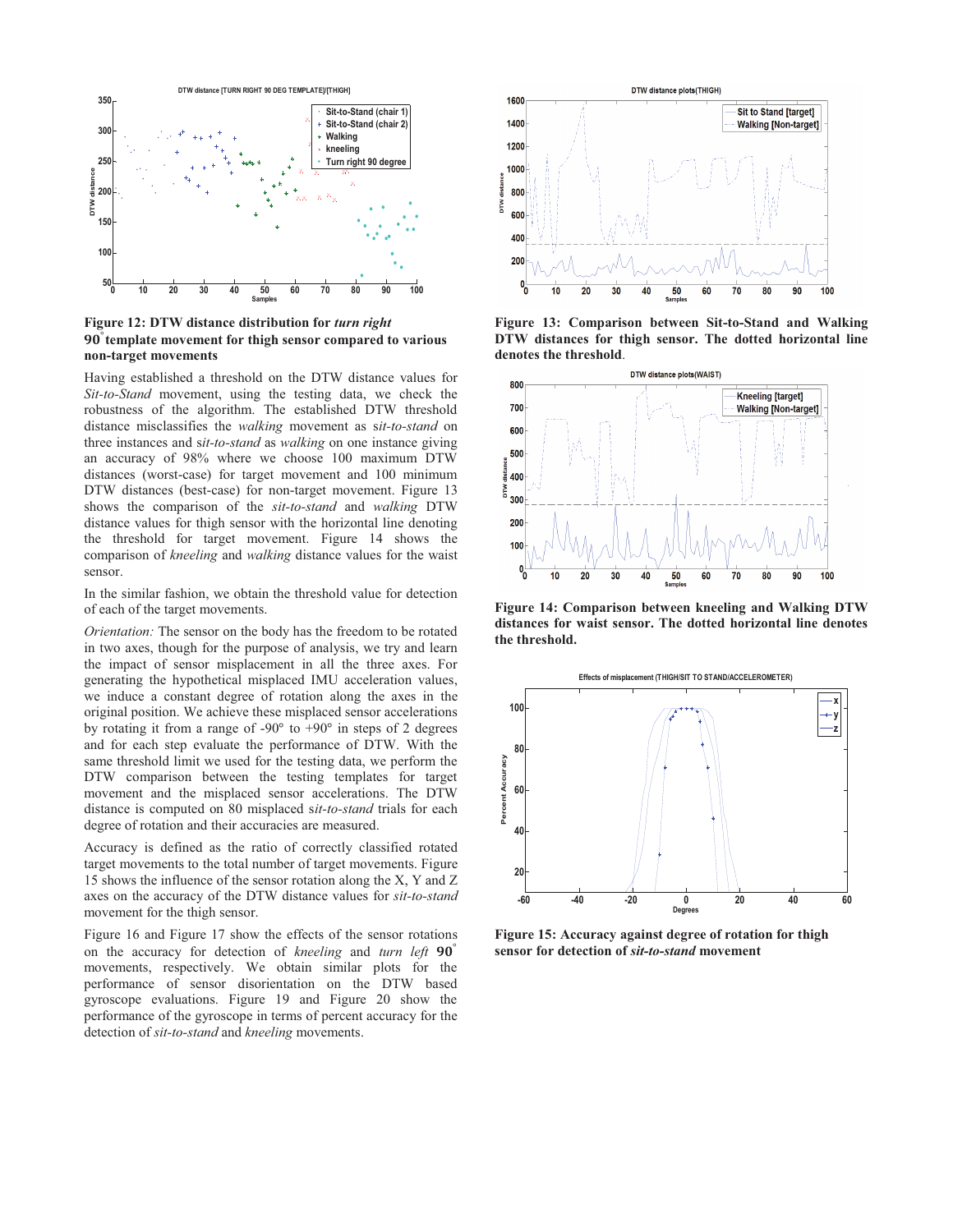**Figure 12: DTW distance distribution for *turn right* 90° template movement for thigh sensor compared to various non-target movements**

Having established a threshold on the DTW distance values for *Sit-to-Stand* movement, using the testing data, we check the robustness of the algorithm. The established DTW threshold distance misclassifies the *walking* movement as s*it-to-stand* on three instances and s*it-to-stand* as *walking* on one instance giving an accuracy of 98% where we choose 100 maximum DTW distances (worst-case) for target movement and 100 minimum DTW distances (best-case) for non-target movement. Figure 13 shows the comparison of the *sit-to-stand* and *walking* DTW distance values for thigh sensor with the horizontal line denoting the threshold for target movement. Figure 14 shows the comparison of *kneeling* and *walking* distance values for the waist sensor.

In the similar fashion, we obtain the threshold value for detection of each of the target movements.

*Orientation:* The sensor on the body has the freedom to be rotated in two axes, though for the purpose of analysis, we try and learn the impact of sensor misplacement in all the three axes. For generating the hypothetical misplaced IMU acceleration values, we induce a constant degree of rotation along the axes in the original position. We achieve these misplaced sensor accelerations by rotating it from a range of -90° to +90° in steps of 2 degrees and for each step evaluate the performance of DTW. With the same threshold limit we used for the testing data, we perform the DTW comparison between the testing templates for target movement and the misplaced sensor accelerations. The DTW distance is computed on 80 misplaced s*it-to-stand* trials for each degree of rotation and their accuracies are measured.

Accuracy is defined as the ratio of correctly classified rotated target movements to the total number of target movements. Figure 15 shows the influence of the sensor rotation along the X, Y and Z axes on the accuracy of the DTW distance values for *sit-to-stand* movement for the thigh sensor.

Figure 16 and Figure 17 show the effects of the sensor rotations on the accuracy for detection of *kneeling* and *turn left* **90°** movements, respectively. We obtain similar plots for the performance of sensor disorientation on the DTW based gyroscope evaluations. Figure 19 and Figure 20 show the performance of the gyroscope in terms of percent accuracy for the detection of *sit-to-stand* and *kneeling* movements.

**Figure 13: Comparison between Sit-to-Stand and Walking DTW distances for thigh sensor. The dotted horizontal line denotes the threshold**.

**Figure 14: Comparison between kneeling and Walking DTW distances for waist sensor. The dotted horizontal line denotes the threshold.**

**Figure 15: Accuracy against degree of rotation for thigh sensor for detection of *sit-to-stand* movement**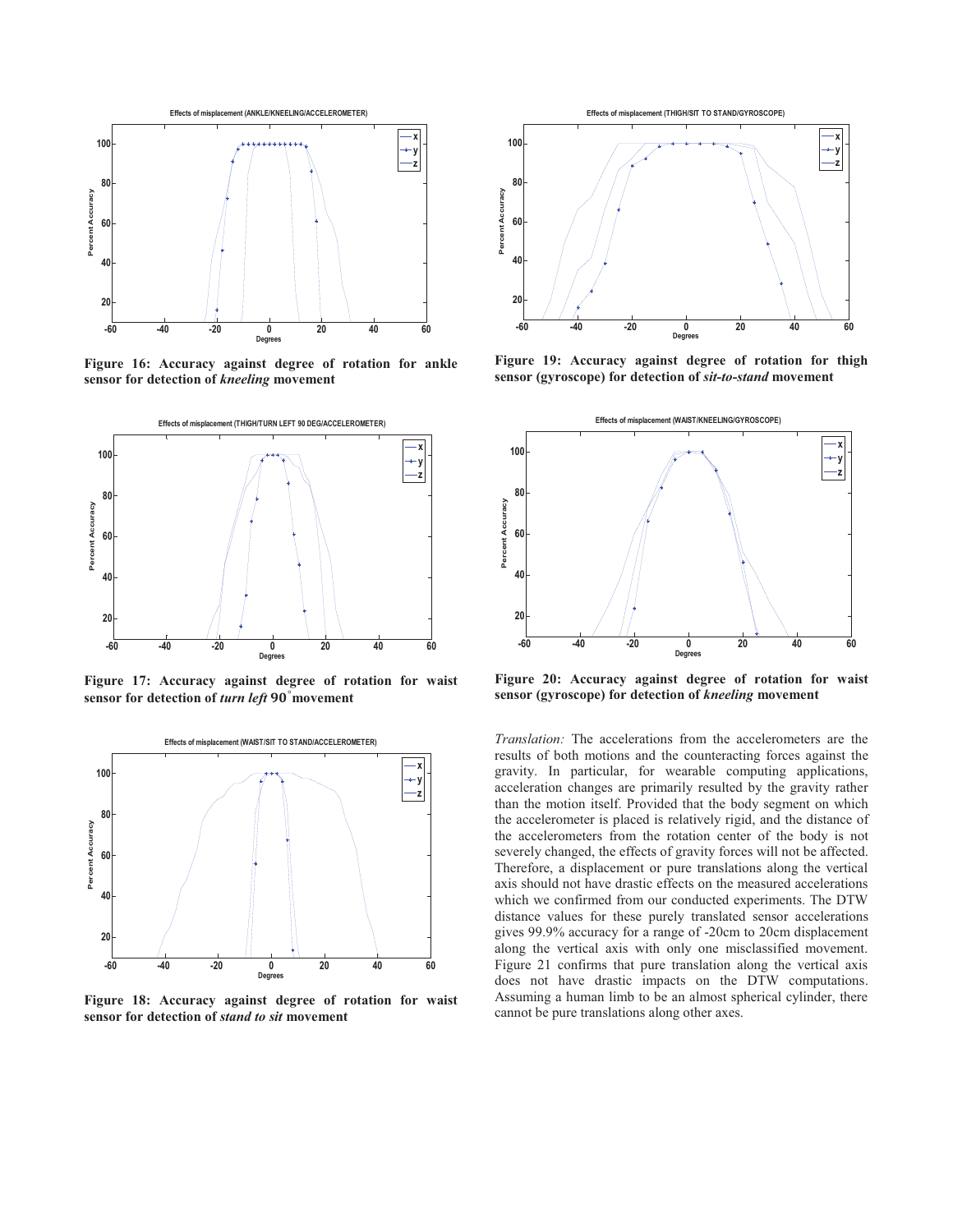Figure 16: Accuracy against degree of rotation for ankle sensor for detection of *kneeling* movement

Figure 17: Accuracy against degree of rotation for waist sensor for detection of *turn left* 90° movement

Figure 18: Accuracy against degree of rotation for waist sensor for detection of *stand to sit* movement

Figure 19: Accuracy against degree of rotation for thigh sensor (gyroscope) for detection of *sit-to-stand* movement

Figure 20: Accuracy against degree of rotation for waist sensor (gyroscope) for detection of *kneeling* movement

*Translation:* The accelerations from the accelerometers are the results of both motions and the counteracting forces against the gravity. In particular, for wearable computing applications, acceleration changes are primarily resulted by the gravity rather than the motion itself. Provided that the body segment on which the accelerometer is placed is relatively rigid, and the distance of the accelerometers from the rotation center of the body is not severely changed, the effects of gravity forces will not be affected. Therefore, a displacement or pure translations along the vertical axis should not have drastic effects on the measured accelerations which we confirmed from our conducted experiments. The DTW distance values for these purely translated sensor accelerations gives 99.9% accuracy for a range of -20cm to 20cm displacement along the vertical axis with only one misclassified movement. Figure 21 confirms that pure translation along the vertical axis does not have drastic impacts on the DTW computations. Assuming a human limb to be an almost spherical cylinder, there cannot be pure translations along other axes.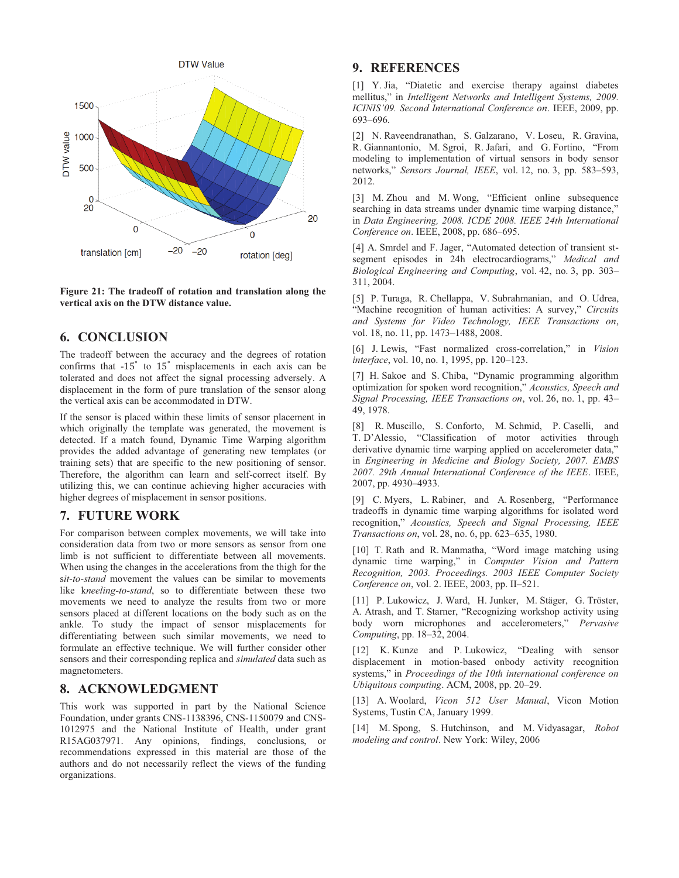DTW Value

1500
1000
500
0
DTW value

20
0
-20
translation [cm]

-20
0
20
rotation [deg]

**Figure 21: The tradeoff of rotation and translation along the vertical axis on the DTW distance value.**

## 6. CONCLUSION

The tradeoff between the accuracy and the degrees of rotation confirms that -15° to 15° misplacements in each axis can be tolerated and does not affect the signal processing adversely. A displacement in the form of pure translation of the sensor along the vertical axis can be accommodated in DTW.

If the sensor is placed within these limits of sensor placement in which originally the template was generated, the movement is detected. If a match found, Dynamic Time Warping algorithm provides the added advantage of generating new templates (or training sets) that are specific to the new positioning of sensor. Therefore, the algorithm can learn and self-correct itself. By utilizing this, we can continue achieving higher accuracies with higher degrees of misplacement in sensor positions.

## 7. FUTURE WORK

For comparison between complex movements, we will take into consideration data from two or more sensors as sensor from one limb is not sufficient to differentiate between all movements. When using the changes in the accelerations from the thigh for the s*it-to-stand* movement the values can be similar to movements like k*neeling-to-stand*, so to differentiate between these two movements we need to analyze the results from two or more sensors placed at different locations on the body such as on the ankle. To study the impact of sensor misplacements for differentiating between such similar movements, we need to formulate an effective technique. We will further consider other sensors and their corresponding replica and *simulated* data such as magnetometers.

## 8. ACKNOWLEDGMENT

This work was supported in part by the National Science Foundation, under grants CNS-1138396, CNS-1150079 and CNS-1012975 and the National Institute of Health, under grant R15AG037971. Any opinions, findings, conclusions, or recommendations expressed in this material are those of the authors and do not necessarily reflect the views of the funding organizations.

## 9. REFERENCES

[1] Y. Jia, "Diatetic and exercise therapy against diabetes mellitus," in *Intelligent Networks and Intelligent Systems, 2009. ICINIS'09. Second International Conference on*. IEEE, 2009, pp. 693–696.

[2] N. Raveendranathan, S. Galzarano, V. Loseu, R. Gravina, R. Giannantonio, M. Sgroi, R. Jafari, and G. Fortino, "From modeling to implementation of virtual sensors in body sensor networks," *Sensors Journal, IEEE*, vol. 12, no. 3, pp. 583–593, 2012.

[3] M. Zhou and M. Wong, "Efficient online subsequence searching in data streams under dynamic time warping distance," in *Data Engineering, 2008. ICDE 2008. IEEE 24th International Conference on*. IEEE, 2008, pp. 686–695.

[4] A. Smrdel and F. Jager, "Automated detection of transient st-segment episodes in 24h electrocardiograms," *Medical and Biological Engineering and Computing*, vol. 42, no. 3, pp. 303–311, 2004.

[5] P. Turaga, R. Chellappa, V. Subrahmanian, and O. Udrea, "Machine recognition of human activities: A survey," *Circuits and Systems for Video Technology, IEEE Transactions on*, vol. 18, no. 11, pp. 1473–1488, 2008.

[6] J. Lewis, "Fast normalized cross-correlation," in *Vision interface*, vol. 10, no. 1, 1995, pp. 120–123.

[7] H. Sakoe and S. Chiba, "Dynamic programming algorithm optimization for spoken word recognition," *Acoustics, Speech and Signal Processing, IEEE Transactions on*, vol. 26, no. 1, pp. 43–49, 1978.

[8] R. Muscillo, S. Conforto, M. Schmid, P. Caselli, and T. D'Alessio, "Classification of motor activities through derivative dynamic time warping applied on accelerometer data," in *Engineering in Medicine and Biology Society, 2007. EMBS 2007. 29th Annual International Conference of the IEEE*. IEEE, 2007, pp. 4930–4933.

[9] C. Myers, L. Rabiner, and A. Rosenberg, "Performance tradeoffs in dynamic time warping algorithms for isolated word recognition," *Acoustics, Speech and Signal Processing, IEEE Transactions on*, vol. 28, no. 6, pp. 623–635, 1980.

[10] T. Rath and R. Manmatha, "Word image matching using dynamic time warping," in *Computer Vision and Pattern Recognition, 2003. Proceedings. 2003 IEEE Computer Society Conference on*, vol. 2. IEEE, 2003, pp. II–521.

[11] P. Lukowicz, J. Ward, H. Junker, M. Stäger, G. Tröster, A. Atrash, and T. Starner, "Recognizing workshop activity using body worn microphones and accelerometers," *Pervasive Computing*, pp. 18–32, 2004.

[12] K. Kunze and P. Lukowicz, "Dealing with sensor displacement in motion-based onbody activity recognition systems," in *Proceedings of the 10th international conference on Ubiquitous computing*. ACM, 2008, pp. 20–29.

[13] A. Woolard, *Vicon 512 User Manual*, Vicon Motion Systems, Tustin CA, January 1999.

[14] M. Spong, S. Hutchinson, and M. Vidyasagar, *Robot modeling and control*. New York: Wiley, 2006